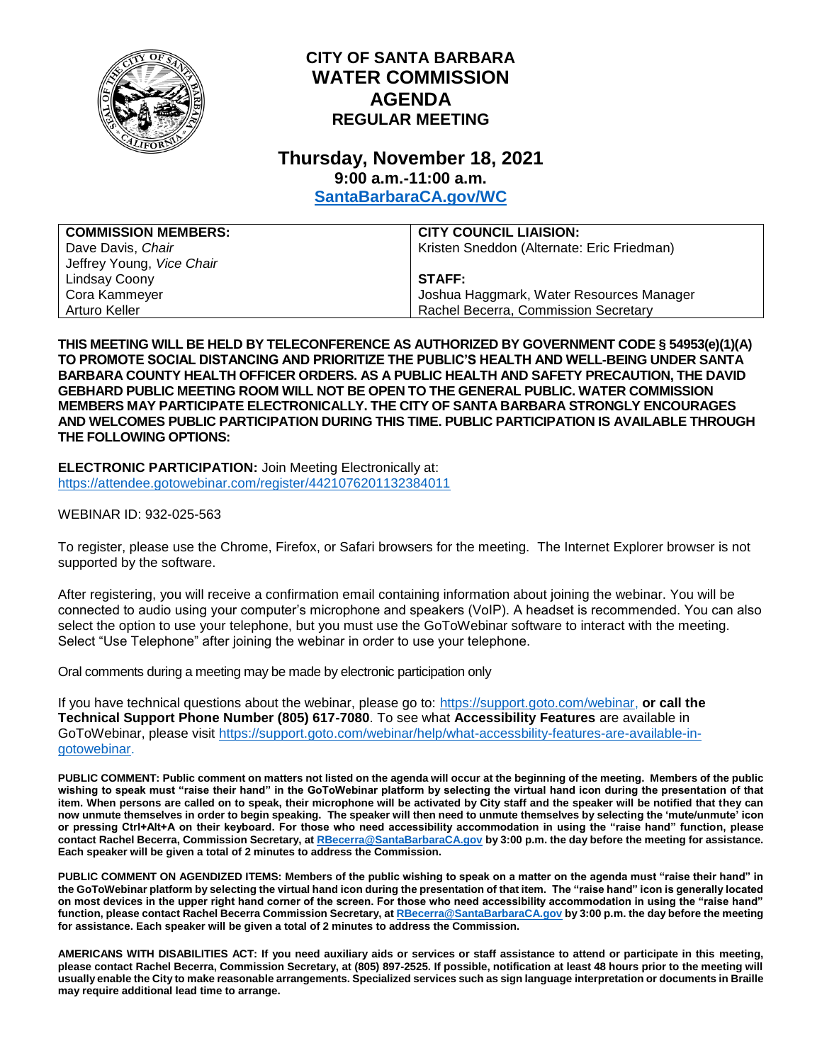# CITY OF SANTA BARBARA
# WATER COMMISSION
# AGENDA
## REGULAR MEETING

## Thursday, November 18, 2021
### 9:00 a.m.-11:00 a.m.
### [SantaBarbaraCA.gov/WC](SantaBarbaraCA.gov/WC)

| COMMISSION MEMBERS: | CITY COUNCIL LIAISION: |
|---|---|
| Dave Davis, *Chair* | Kristen Sneddon (Alternate: Eric Friedman) |
| Jeffrey Young, *Vice Chair* | |
| Lindsay Coony | **STAFF:** |
| Cora Kammeyer | Joshua Haggmark, Water Resources Manager |
| Arturo Keller | Rachel Becerra, Commission Secretary |

**THIS MEETING WILL BE HELD BY TELECONFERENCE AS AUTHORIZED BY GOVERNMENT CODE § 54953(e)(1)(A) TO PROMOTE SOCIAL DISTANCING AND PRIORITIZE THE PUBLIC'S HEALTH AND WELL-BEING UNDER SANTA BARBARA COUNTY HEALTH OFFICER ORDERS. AS A PUBLIC HEALTH AND SAFETY PRECAUTION, THE DAVID GEBHARD PUBLIC MEETING ROOM WILL NOT BE OPEN TO THE GENERAL PUBLIC. WATER COMMISSION MEMBERS MAY PARTICIPATE ELECTRONICALLY. THE CITY OF SANTA BARBARA STRONGLY ENCOURAGES AND WELCOMES PUBLIC PARTICIPATION DURING THIS TIME. PUBLIC PARTICIPATION IS AVAILABLE THROUGH THE FOLLOWING OPTIONS:**

**ELECTRONIC PARTICIPATION:** Join Meeting Electronically at:
https://attendee.gotowebinar.com/register/4421076201132384011

WEBINAR ID: 932-025-563

To register, please use the Chrome, Firefox, or Safari browsers for the meeting. The Internet Explorer browser is not supported by the software.

After registering, you will receive a confirmation email containing information about joining the webinar. You will be connected to audio using your computer's microphone and speakers (VoIP). A headset is recommended. You can also select the option to use your telephone, but you must use the GoToWebinar software to interact with the meeting. Select "Use Telephone" after joining the webinar in order to use your telephone.

Oral comments during a meeting may be made by electronic participation only

If you have technical questions about the webinar, please go to: https://support.goto.com/webinar, **or call the Technical Support Phone Number (805) 617-7080**. To see what **Accessibility Features** are available in GoToWebinar, please visit https://support.goto.com/webinar/help/what-accessbility-features-are-available-in-gotowebinar.

**PUBLIC COMMENT: Public comment on matters not listed on the agenda will occur at the beginning of the meeting. Members of the public wishing to speak must "raise their hand" in the GoToWebinar platform by selecting the virtual hand icon during the presentation of that item. When persons are called on to speak, their microphone will be activated by City staff and the speaker will be notified that they can now unmute themselves in order to begin speaking. The speaker will then need to unmute themselves by selecting the 'mute/unmute' icon or pressing Ctrl+Alt+A on their keyboard. For those who need accessibility accommodation in using the "raise hand" function, please contact Rachel Becerra, Commission Secretary, at RBecerra@SantaBarbaraCA.gov by 3:00 p.m. the day before the meeting for assistance. Each speaker will be given a total of 2 minutes to address the Commission.**

**PUBLIC COMMENT ON AGENDIZED ITEMS: Members of the public wishing to speak on a matter on the agenda must "raise their hand" in the GoToWebinar platform by selecting the virtual hand icon during the presentation of that item. The "raise hand" icon is generally located on most devices in the upper right hand corner of the screen. For those who need accessibility accommodation in using the "raise hand" function, please contact Rachel Becerra Commission Secretary, at RBecerra@SantaBarbaraCA.gov by 3:00 p.m. the day before the meeting for assistance. Each speaker will be given a total of 2 minutes to address the Commission.**

**AMERICANS WITH DISABILITIES ACT: If you need auxiliary aids or services or staff assistance to attend or participate in this meeting, please contact Rachel Becerra, Commission Secretary, at (805) 897-2525. If possible, notification at least 48 hours prior to the meeting will usually enable the City to make reasonable arrangements. Specialized services such as sign language interpretation or documents in Braille may require additional lead time to arrange.**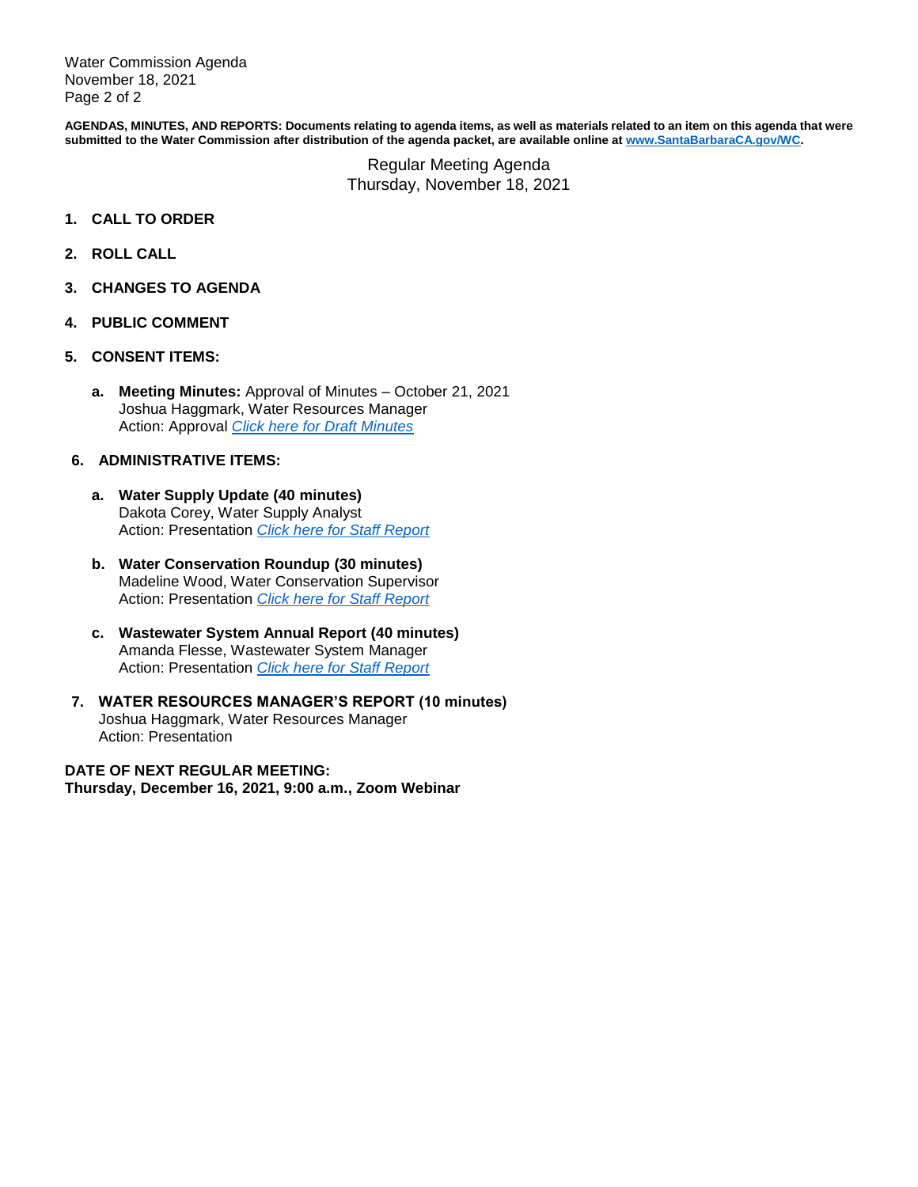**AGENDAS, MINUTES, AND REPORTS: Documents relating to agenda items, as well as materials related to an item on this agenda that were submitted to the Water Commission after distribution of the agenda packet, are available online at [www.SantaBarbaraCA.gov/WC](www.SantaBarbaraCA.gov/WC).**

Regular Meeting Agenda
Thursday, November 18, 2021

1. **CALL TO ORDER**

2. **ROLL CALL**

3. **CHANGES TO AGENDA**

4. **PUBLIC COMMENT**

5. **CONSENT ITEMS:**

   a. **Meeting Minutes:** Approval of Minutes – October 21, 2021
   Joshua Haggmark, Water Resources Manager
   Action: Approval *Click here for Draft Minutes*

6. **ADMINISTRATIVE ITEMS:**

   a. **Water Supply Update (40 minutes)**
   Dakota Corey, Water Supply Analyst
   Action: Presentation *Click here for Staff Report*

   b. **Water Conservation Roundup (30 minutes)**
   Madeline Wood, Water Conservation Supervisor
   Action: Presentation *Click here for Staff Report*

   c. **Wastewater System Annual Report (40 minutes)**
   Amanda Flesse, Wastewater System Manager
   Action: Presentation *Click here for Staff Report*

7. **WATER RESOURCES MANAGER'S REPORT (10 minutes)**
   Joshua Haggmark, Water Resources Manager
   Action: Presentation

**DATE OF NEXT REGULAR MEETING:**
**Thursday, December 16, 2021, 9:00 a.m., Zoom Webinar**